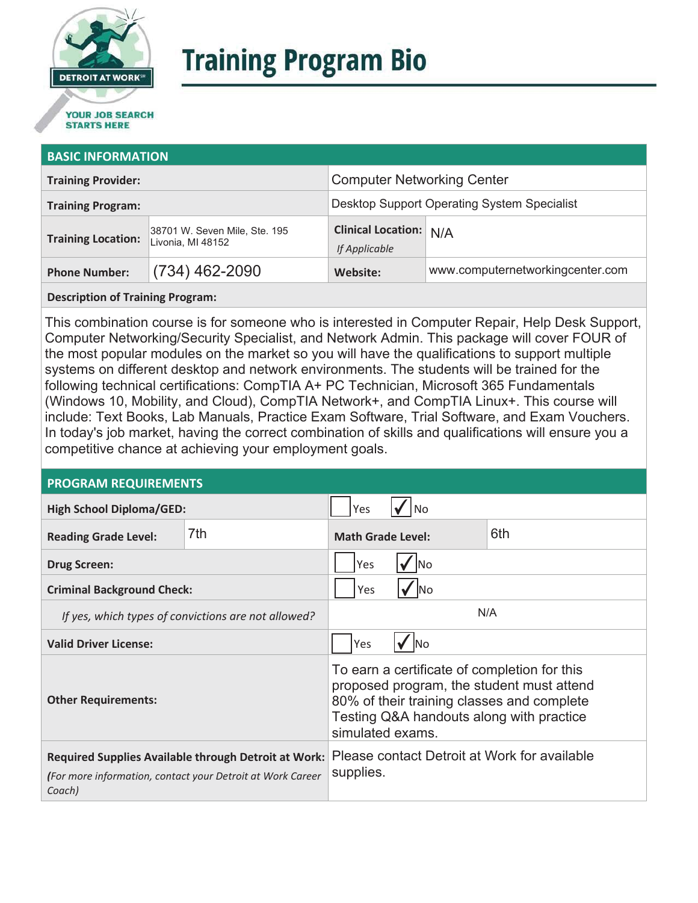DETROIT AT WORK℠

YOUR JOB SEARCH STARTS HERE

# Training Program Bio

## BASIC INFORMATION

| | | | |
|---|---|---|---|
| **Training Provider:** | | Computer Networking Center | |
| **Training Program:** | | Desktop Support Operating System Specialist | |
| **Training Location:** | 38701 W. Seven Mile, Ste. 195 Livonia, MI 48152 | **Clinical Location:** *If Applicable* | N/A |
| **Phone Number:** | (734) 462-2090 | **Website:** | www.computernetworkingcenter.com |

**Description of Training Program:**

This combination course is for someone who is interested in Computer Repair, Help Desk Support, Computer Networking/Security Specialist, and Network Admin. This package will cover FOUR of the most popular modules on the market so you will have the qualifications to support multiple systems on different desktop and network environments. The students will be trained for the following technical certifications: CompTIA A+ PC Technician, Microsoft 365 Fundamentals (Windows 10, Mobility, and Cloud), CompTIA Network+, and CompTIA Linux+. This course will include: Text Books, Lab Manuals, Practice Exam Software, Trial Software, and Exam Vouchers. In today's job market, having the correct combination of skills and qualifications will ensure you a competitive chance at achieving your employment goals.

## PROGRAM REQUIREMENTS

| | | | |
|---|---|---|---|
| **High School Diploma/GED:** | | ☐ Yes ☑ No | |
| **Reading Grade Level:** | 7th | **Math Grade Level:** | 6th |
| **Drug Screen:** | | ☐ Yes ☑ No | |
| **Criminal Background Check:** | | ☐ Yes ☑ No | |
| *If yes, which types of convictions are not allowed?* | | N/A | |
| **Valid Driver License:** | | ☐ Yes ☑ No | |
| **Other Requirements:** | | To earn a certificate of completion for this proposed program, the student must attend 80% of their training classes and complete Testing Q&A handouts along with practice simulated exams. | |
| **Required Supplies Available through Detroit at Work:** *(For more information, contact your Detroit at Work Career Coach)* | | Please contact Detroit at Work for available supplies. | |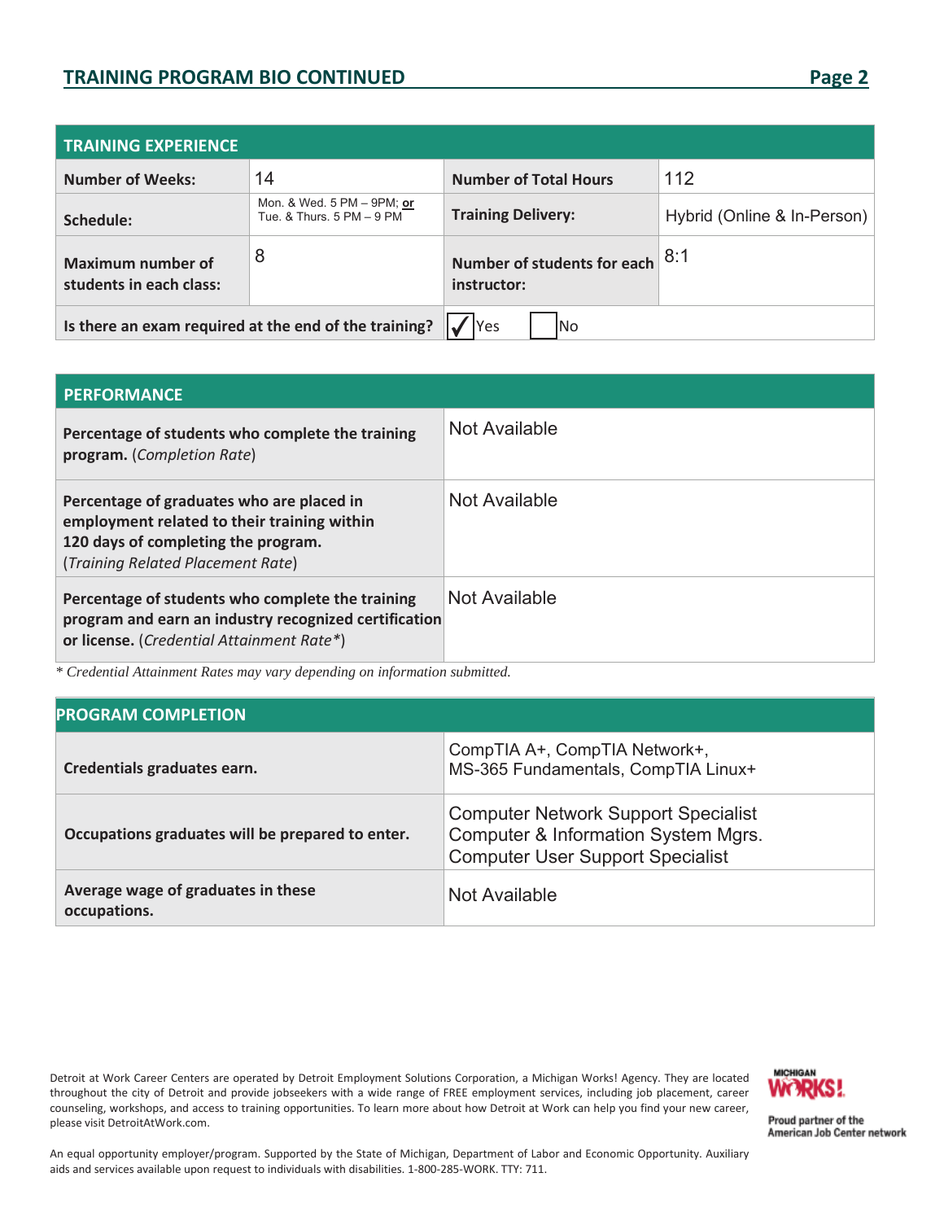## TRAINING PROGRAM BIO CONTINUED

| TRAINING EXPERIENCE | | | |
|---|---|---|---|
| **Number of Weeks:** | 14 | **Number of Total Hours** | 112 |
| **Schedule:** | Mon. & Wed. 5 PM – 9PM; **or** Tue. & Thurs. 5 PM – 9 PM | **Training Delivery:** | Hybrid (Online & In-Person) |
| **Maximum number of students in each class:** | 8 | **Number of students for each instructor:** | 8:1 |
| **Is there an exam required at the end of the training?** | ☑ Yes ☐ No | | |

| PERFORMANCE | |
|---|---|
| **Percentage of students who complete the training program.** (*Completion Rate*) | Not Available |
| **Percentage of graduates who are placed in employment related to their training within 120 days of completing the program.** (*Training Related Placement Rate*) | Not Available |
| **Percentage of students who complete the training program and earn an industry recognized certification or license.** (*Credential Attainment Rate\**) | Not Available |

*\* Credential Attainment Rates may vary depending on information submitted.*

| PROGRAM COMPLETION | |
|---|---|
| **Credentials graduates earn.** | CompTIA A+, CompTIA Network+, MS-365 Fundamentals, CompTIA Linux+ |
| **Occupations graduates will be prepared to enter.** | Computer Network Support Specialist<br>Computer & Information System Mgrs.<br>Computer User Support Specialist |
| **Average wage of graduates in these occupations.** | Not Available |

Detroit at Work Career Centers are operated by Detroit Employment Solutions Corporation, a Michigan Works! Agency. They are located throughout the city of Detroit and provide jobseekers with a wide range of FREE employment services, including job placement, career counseling, workshops, and access to training opportunities. To learn more about how Detroit at Work can help you find your new career, please visit DetroitAtWork.com.

MICHIGAN WORKS! Proud partner of the American Job Center network

An equal opportunity employer/program. Supported by the State of Michigan, Department of Labor and Economic Opportunity. Auxiliary aids and services available upon request to individuals with disabilities. 1-800-285-WORK. TTY: 711.